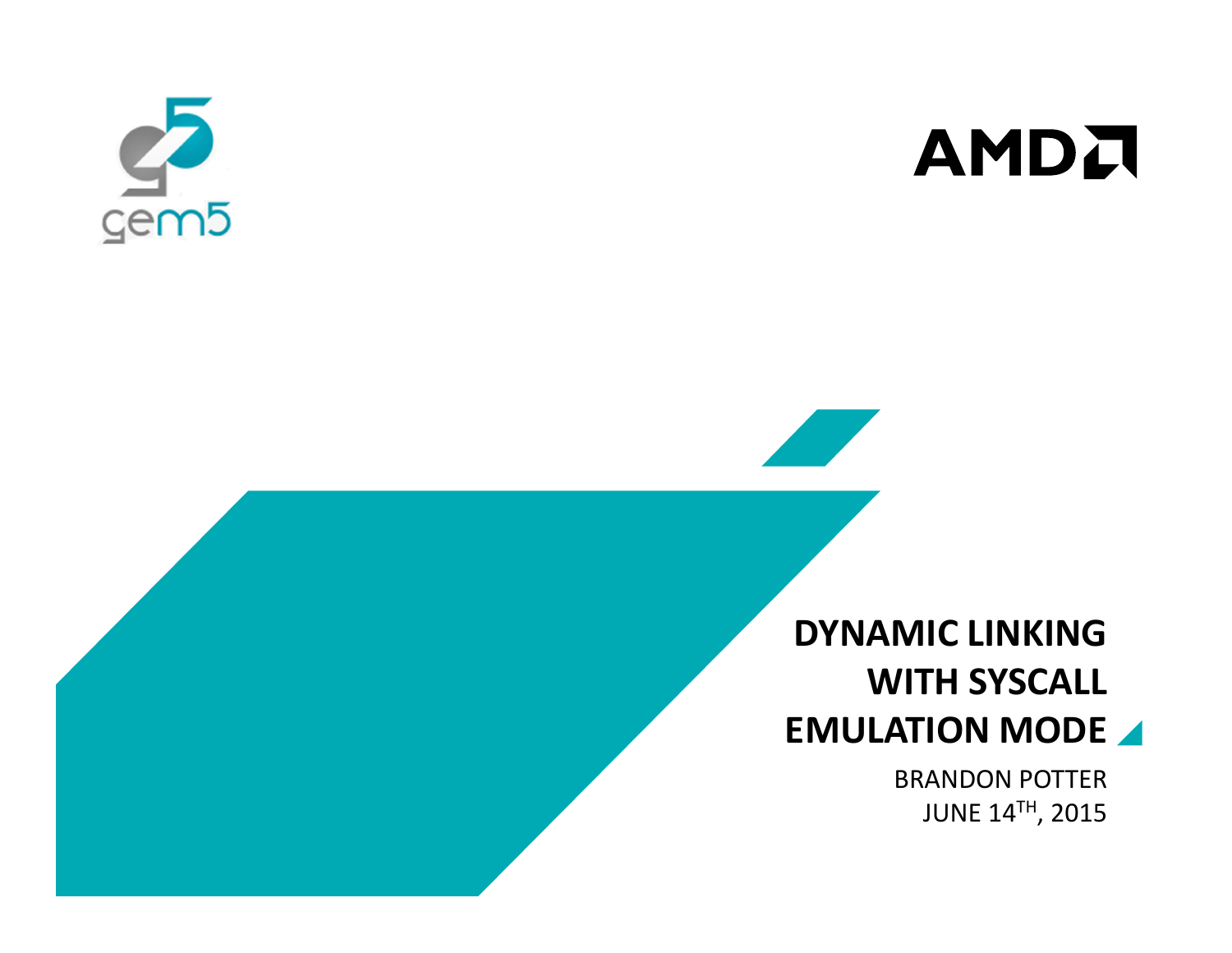# DYNAMIC LINKING WITH SYSCALL EMULATION MODE

BRANDON POTTER

JUNE 14TH, 2015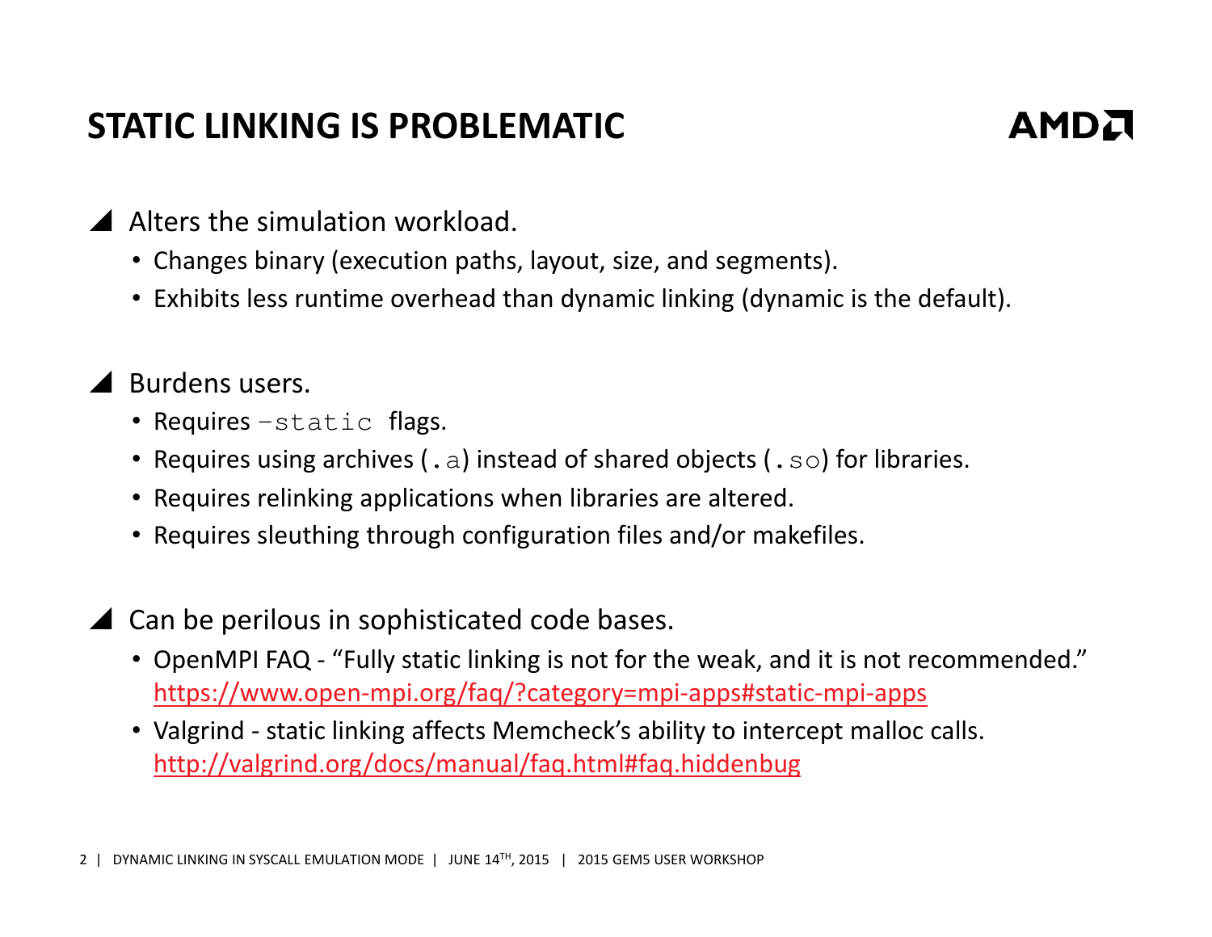# STATIC LINKING IS PROBLEMATIC

- Alters the simulation workload.
  - Changes binary (execution paths, layout, size, and segments).
  - Exhibits less runtime overhead than dynamic linking (dynamic is the default).

- Burdens users.
  - Requires `–static` flags.
  - Requires using archives (`.a`) instead of shared objects (`.so`) for libraries.
  - Requires relinking applications when libraries are altered.
  - Requires sleuthing through configuration files and/or makefiles.

- Can be perilous in sophisticated code bases.
  - OpenMPI FAQ - "Fully static linking is not for the weak, and it is not recommended." https://www.open-mpi.org/faq/?category=mpi-apps#static-mpi-apps
  - Valgrind - static linking affects Memcheck's ability to intercept malloc calls. http://valgrind.org/docs/manual/faq.html#faq.hiddenbug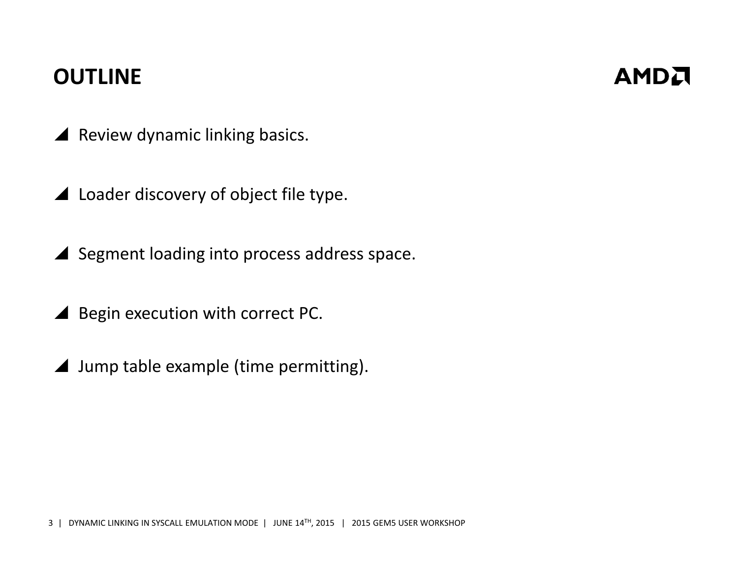# OUTLINE

- Review dynamic linking basics.
- Loader discovery of object file type.
- Segment loading into process address space.
- Begin execution with correct PC.
- Jump table example (time permitting).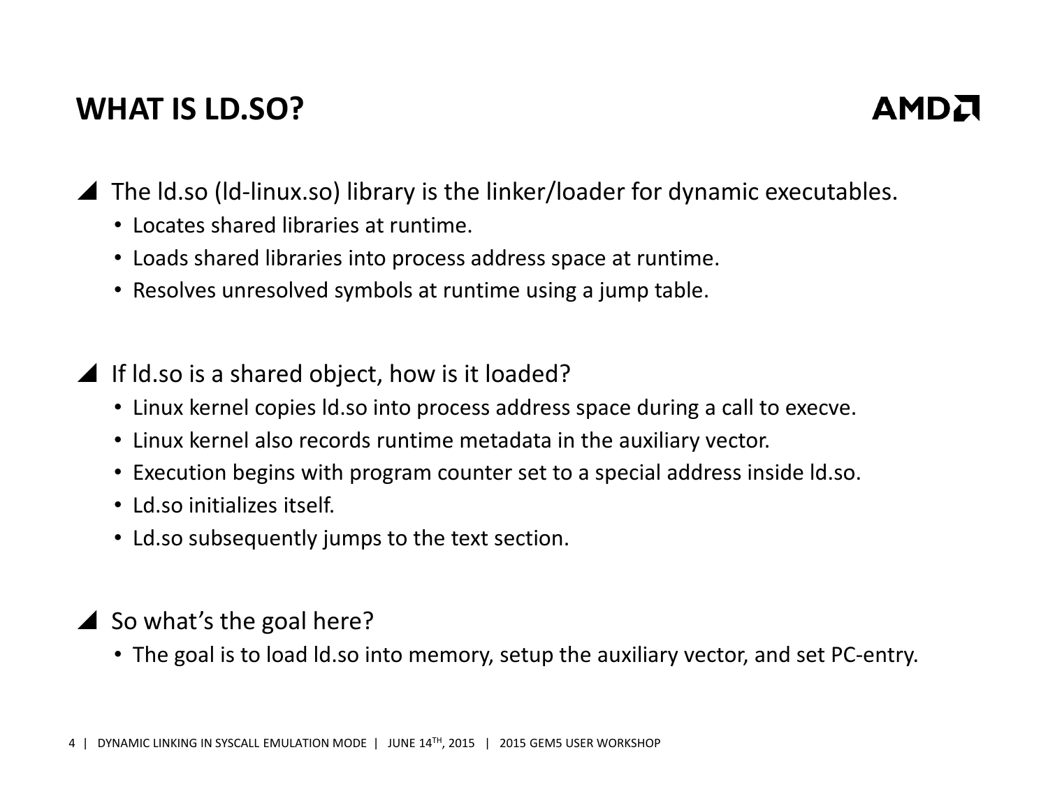# WHAT IS LD.SO?

- The ld.so (ld-linux.so) library is the linker/loader for dynamic executables.
  - Locates shared libraries at runtime.
  - Loads shared libraries into process address space at runtime.
  - Resolves unresolved symbols at runtime using a jump table.

- If ld.so is a shared object, how is it loaded?
  - Linux kernel copies ld.so into process address space during a call to execve.
  - Linux kernel also records runtime metadata in the auxiliary vector.
  - Execution begins with program counter set to a special address inside ld.so.
  - Ld.so initializes itself.
  - Ld.so subsequently jumps to the text section.

- So what's the goal here?
  - The goal is to load ld.so into memory, setup the auxiliary vector, and set PC-entry.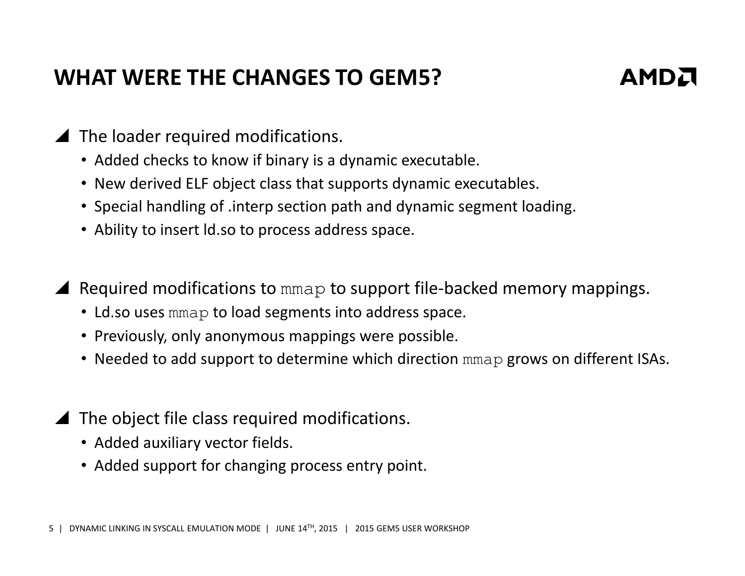# WHAT WERE THE CHANGES TO GEM5?

- The loader required modifications.
  - Added checks to know if binary is a dynamic executable.
  - New derived ELF object class that supports dynamic executables.
  - Special handling of .interp section path and dynamic segment loading.
  - Ability to insert ld.so to process address space.

- Required modifications to `mmap` to support file-backed memory mappings.
  - Ld.so uses `mmap` to load segments into address space.
  - Previously, only anonymous mappings were possible.
  - Needed to add support to determine which direction `mmap` grows on different ISAs.

- The object file class required modifications.
  - Added auxiliary vector fields.
  - Added support for changing process entry point.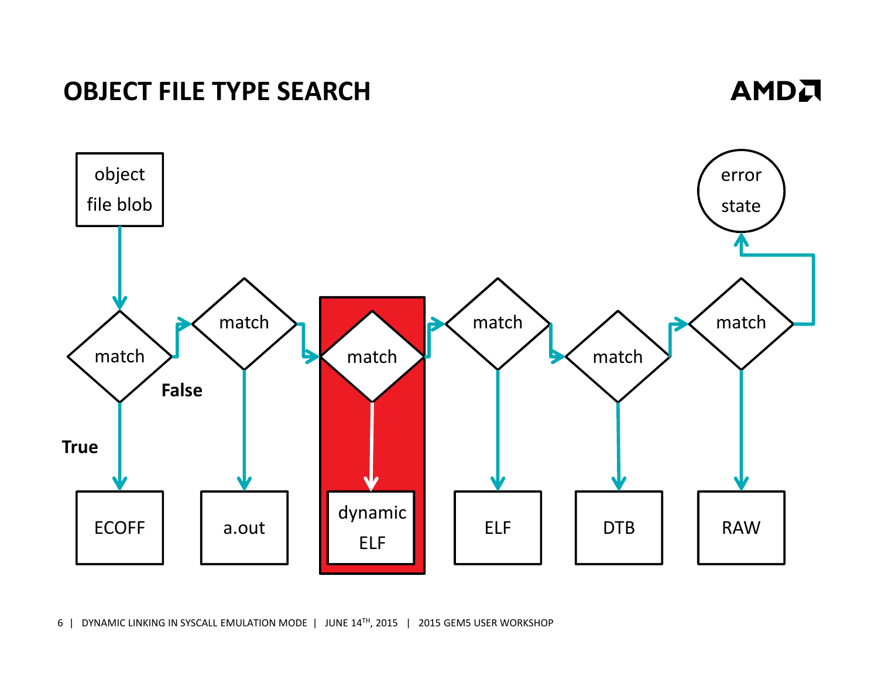# OBJECT FILE TYPE SEARCH

object file blob

match

False

True

match

match

match

match

match

error state

ECOFF

a.out

dynamic ELF

ELF

DTB

RAW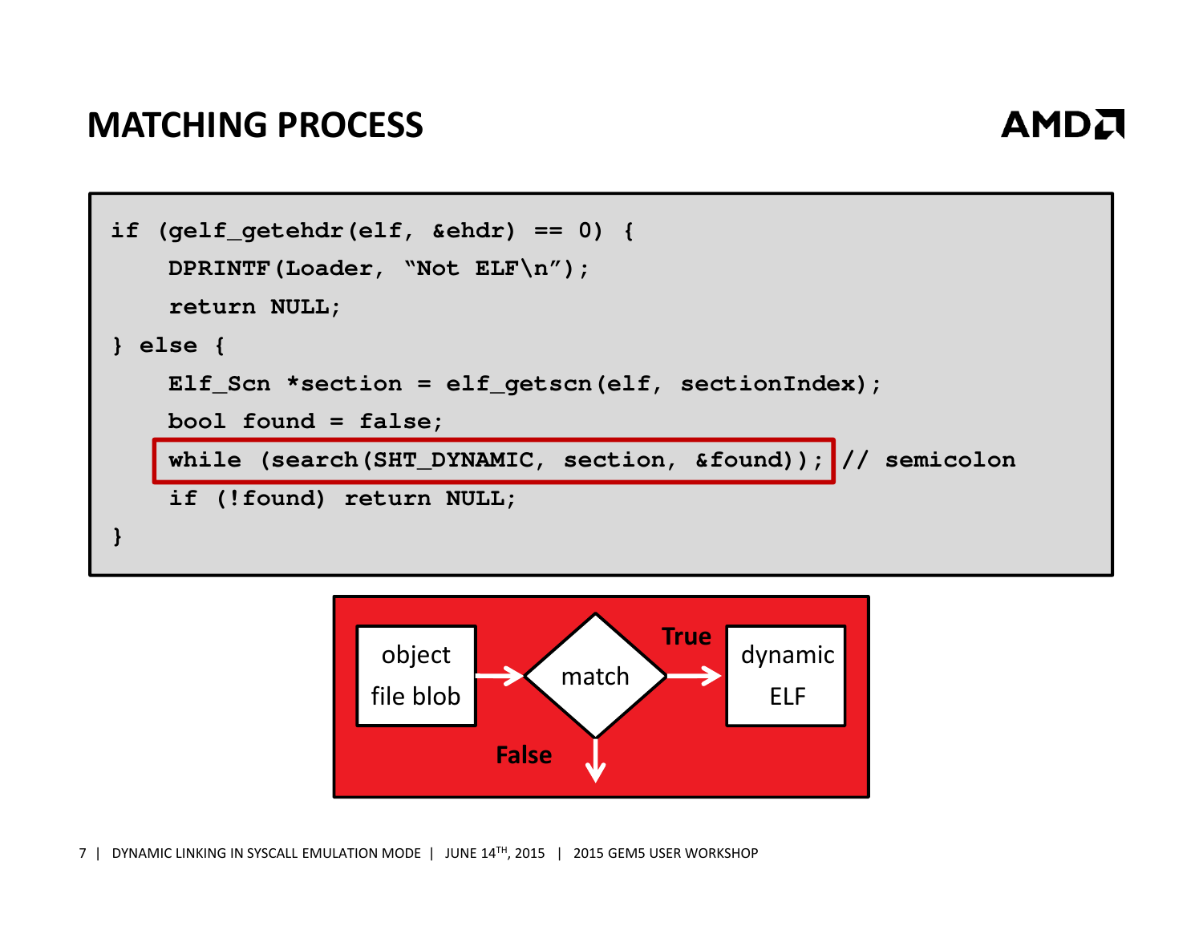# MATCHING PROCESS

```
if (gelf_getehdr(elf, &ehdr) == 0) {
    DPRINTF(Loader, "Not ELF\n");
    return NULL;
} else {
    Elf_Scn *section = elf_getscn(elf, sectionIndex);
    bool found = false;
    while (search(SHT_DYNAMIC, section, &found)); // semicolon
    if (!found) return NULL;
}
```

object file blob → match → **True** → dynamic ELF

match → **False** ↓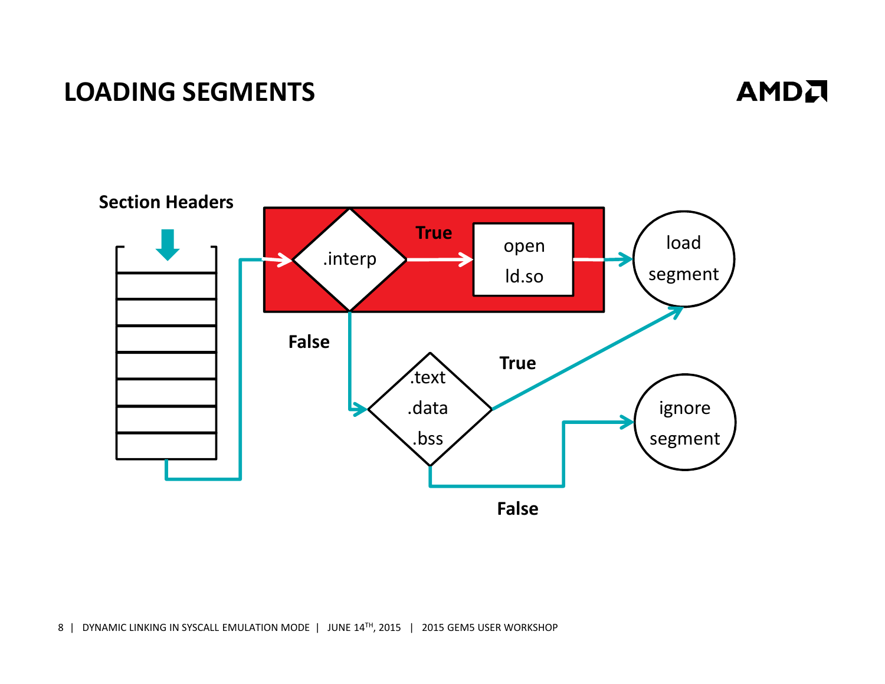# LOADING SEGMENTS

Section Headers

.interp

True

open ld.so

load segment

False

.text .data .bss

True

ignore segment

False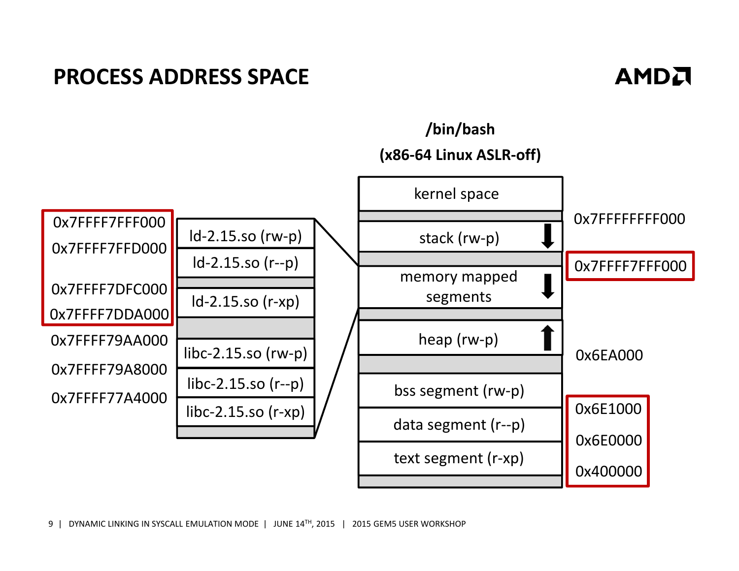# PROCESS ADDRESS SPACE

**/bin/bash**

**(x86-64 Linux ASLR-off)**

| Segment | Address |
|---|---|
| kernel space | |
| stack (rw-p) | 0x7FFFFFFFF000 |
| memory mapped segments | 0x7FFFF7FFF000 |
| heap (rw-p) | 0x6EA000 |
| bss segment (rw-p) | 0x6E1000 |
| data segment (r--p) | 0x6E0000 |
| text segment (r-xp) | 0x400000 |

Memory mapped segments:

| Address | Segment |
|---|---|
| 0x7FFFF7FFF000 | ld-2.15.so (rw-p) |
| 0x7FFFF7FFD000 | ld-2.15.so (r--p) |
| 0x7FFFF7DFC000 | ld-2.15.so (r-xp) |
| 0x7FFFF7DDA000 | |
| 0x7FFFF79AA000 | libc-2.15.so (rw-p) |
| 0x7FFFF79A8000 | libc-2.15.so (r--p) |
| 0x7FFFF77A4000 | libc-2.15.so (r-xp) |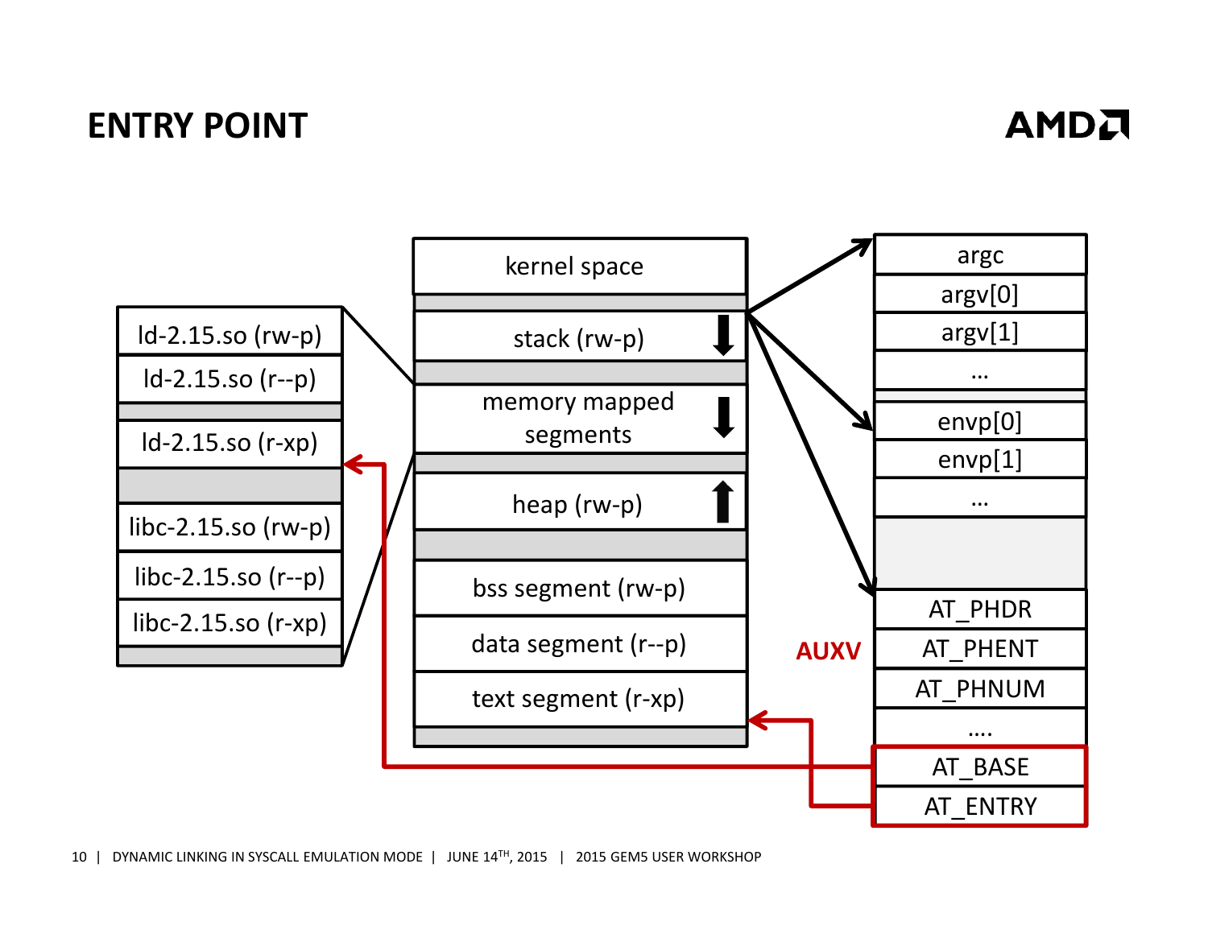# ENTRY POINT

ld-2.15.so (rw-p)
ld-2.15.so (r--p)
ld-2.15.so (r-xp)
libc-2.15.so (rw-p)
libc-2.15.so (r--p)
libc-2.15.so (r-xp)

kernel space
stack (rw-p)
memory mapped segments
heap (rw-p)
bss segment (rw-p)
data segment (r--p)
text segment (r-xp)

argc
argv[0]
argv[1]
…
envp[0]
envp[1]
…

AUXV

AT_PHDR
AT_PHENT
AT_PHNUM
….
AT_BASE
AT_ENTRY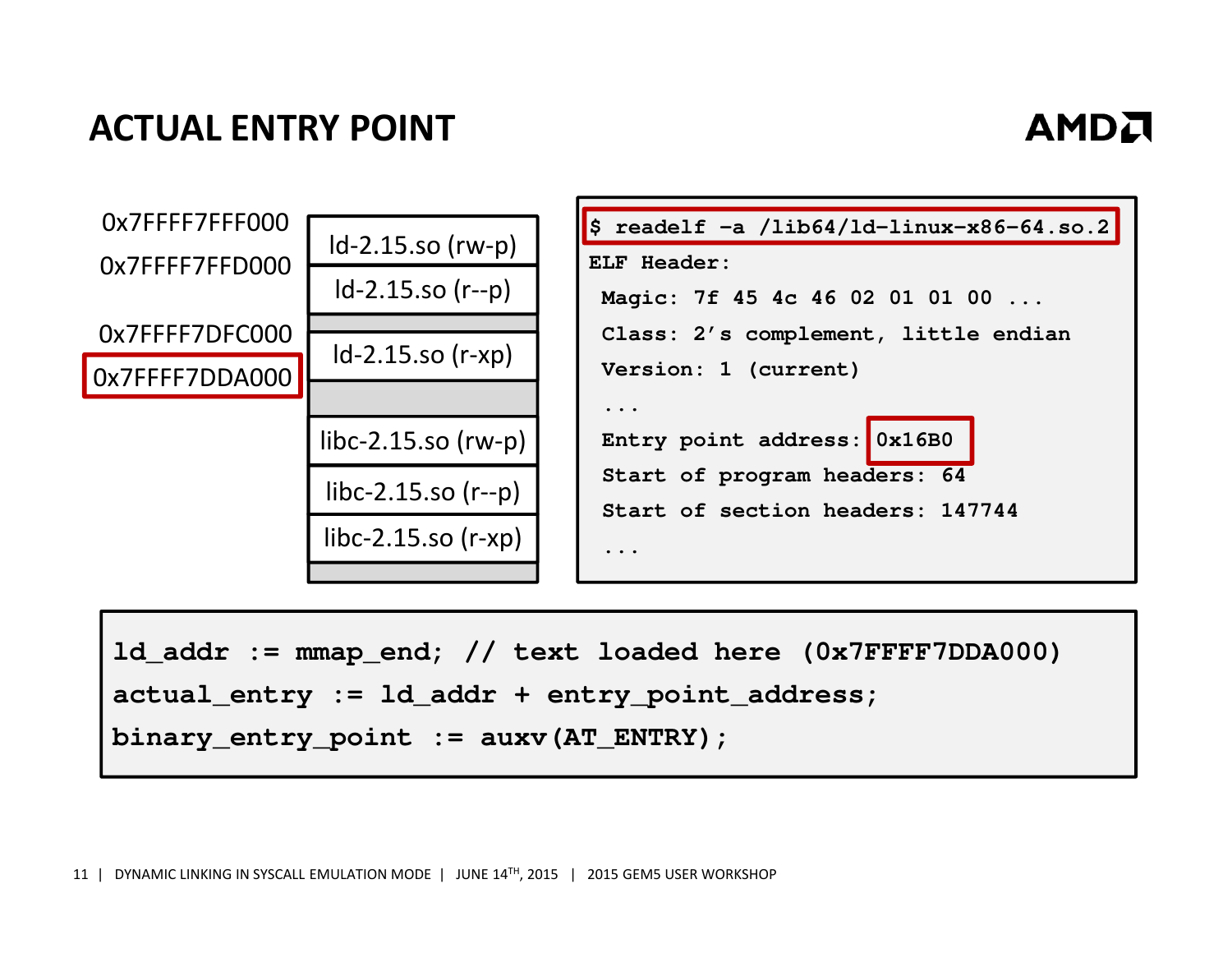# ACTUAL ENTRY POINT

| Address | Region |
|---|---|
| 0x7FFFF7FFF000 | ld-2.15.so (rw-p) |
| 0x7FFFF7FFD000 | ld-2.15.so (r--p) |
| | |
| 0x7FFFF7DFC000 | ld-2.15.so (r-xp) |
| 0x7FFFF7DDA000 | |
| | libc-2.15.so (rw-p) |
| | libc-2.15.so (r--p) |
| | libc-2.15.so (r-xp) |
| | |

```
$ readelf -a /lib64/ld-linux-x86-64.so.2
ELF Header:
  Magic: 7f 45 4c 46 02 01 01 00 ...
  Class: 2's complement, little endian
  Version: 1 (current)
  ...
  Entry point address: 0x16B0
  Start of program headers: 64
  Start of section headers: 147744
  ...
```

```
ld_addr := mmap_end; // text loaded here (0x7FFFF7DDA000)
actual_entry := ld_addr + entry_point_address;
binary_entry_point := auxv(AT_ENTRY);
```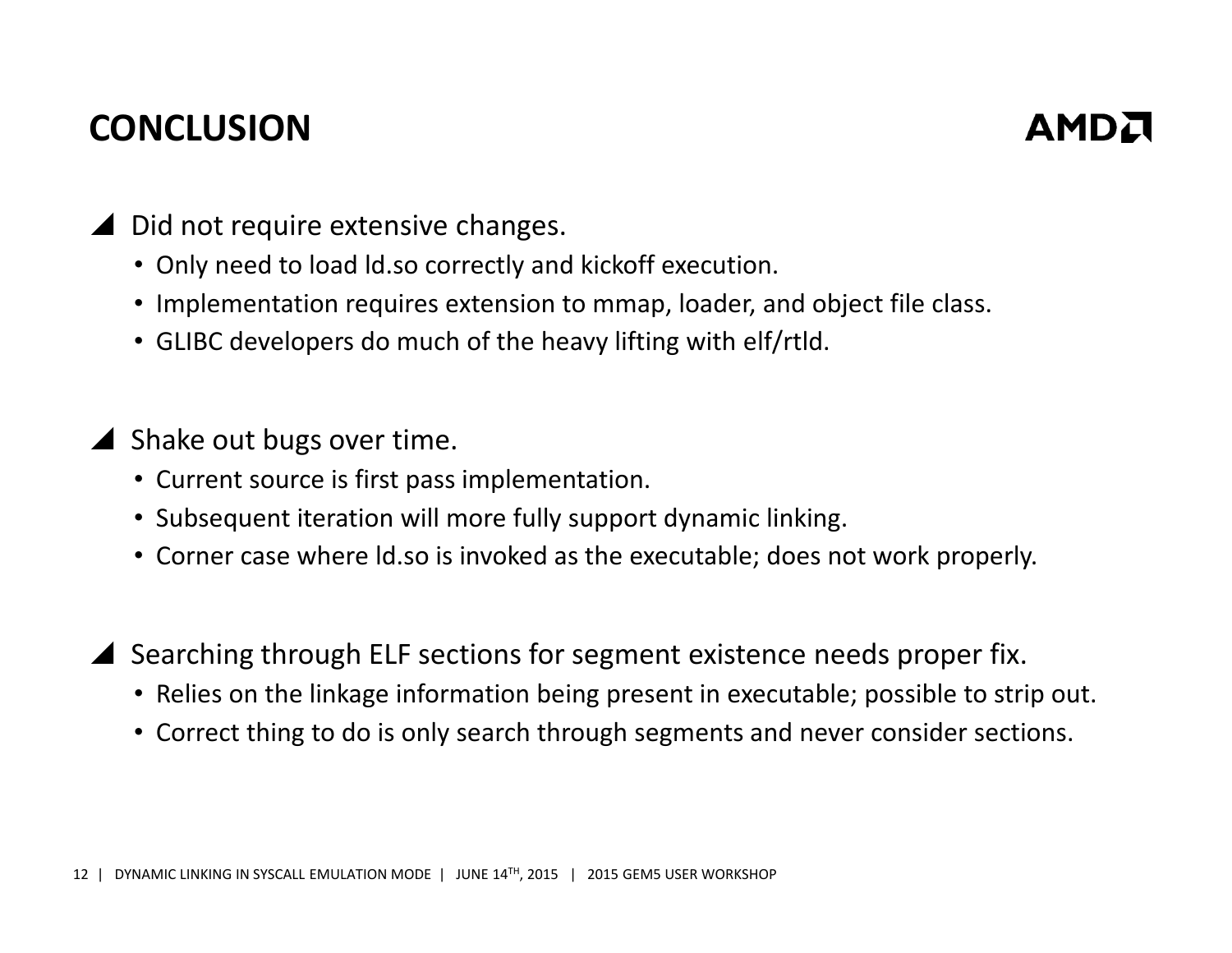# CONCLUSION

- Did not require extensive changes.
  - Only need to load ld.so correctly and kickoff execution.
  - Implementation requires extension to mmap, loader, and object file class.
  - GLIBC developers do much of the heavy lifting with elf/rtld.

- Shake out bugs over time.
  - Current source is first pass implementation.
  - Subsequent iteration will more fully support dynamic linking.
  - Corner case where ld.so is invoked as the executable; does not work properly.

- Searching through ELF sections for segment existence needs proper fix.
  - Relies on the linkage information being present in executable; possible to strip out.
  - Correct thing to do is only search through segments and never consider sections.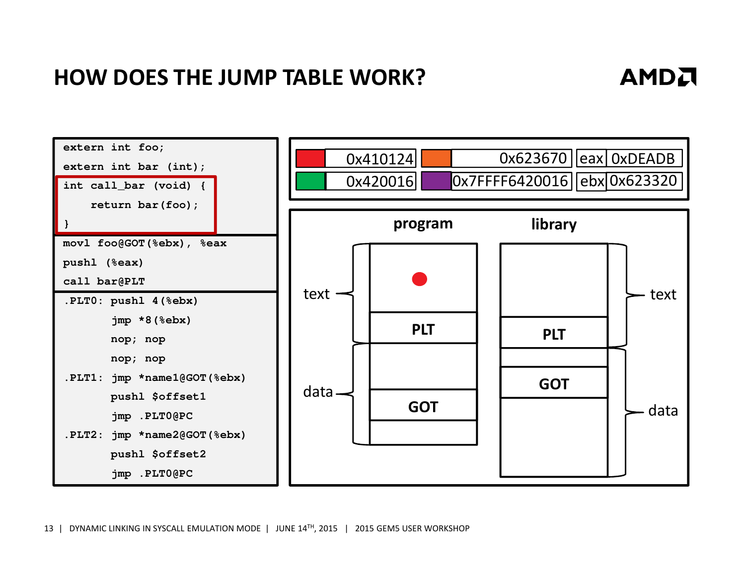# HOW DOES THE JUMP TABLE WORK?

```
extern int foo;
extern int bar (int);
int call_bar (void) {
    return bar(foo);
}
```

```
movl foo@GOT(%ebx), %eax
pushl (%eax)
call bar@PLT
```

```
.PLT0: pushl 4(%ebx)
       jmp *8(%ebx)
       nop; nop
       nop; nop
.PLT1: jmp *name1@GOT(%ebx)
       pushl $offset1
       jmp .PLT0@PC
.PLT2: jmp *name2@GOT(%ebx)
       pushl $offset2
       jmp .PLT0@PC
```

| | | | | | |
|---|---|---|---|---|---|
| (red) | 0x410124 | (orange) | 0x623670 | eax | 0xDEADB |
| (green) | 0x420016 | (purple) | 0x7FFFF6420016 | ebx | 0x623320 |

| program | | library | |
|---|---|---|---|
| text | PLT | text | PLT |
| data | GOT | data | GOT |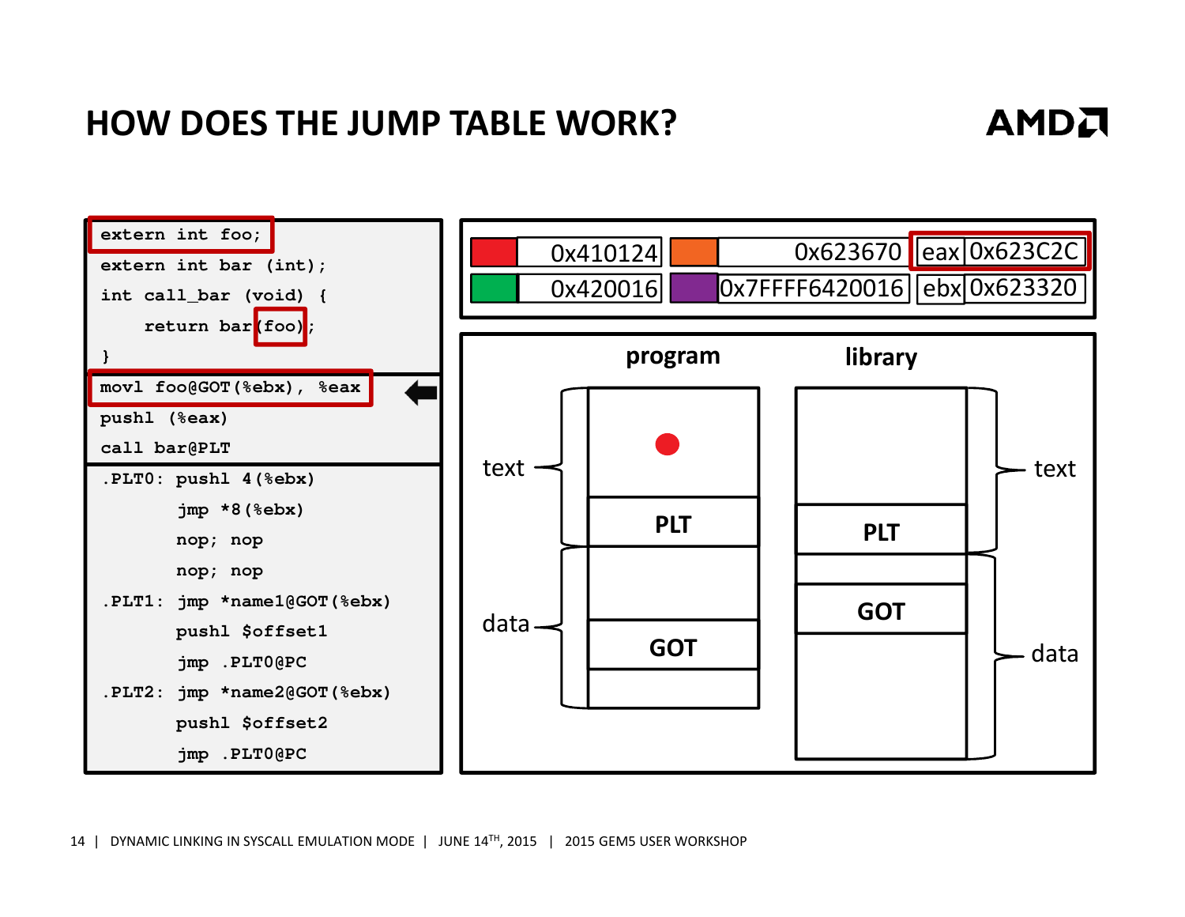# HOW DOES THE JUMP TABLE WORK?

```
extern int foo;
extern int bar (int);
int call_bar (void) {
    return bar(foo);
}
```

```
movl foo@GOT(%ebx), %eax
pushl (%eax)
call bar@PLT
```

```
.PLT0: pushl 4(%ebx)
       jmp *8(%ebx)
       nop; nop
       nop; nop
.PLT1: jmp *name1@GOT(%ebx)
       pushl $offset1
       jmp .PLT0@PC
.PLT2: jmp *name2@GOT(%ebx)
       pushl $offset2
       jmp .PLT0@PC
```

| | | | | | |
|---|---|---|---|---|---|
| (red) | 0x410124 | (orange) | 0x623670 | eax | 0x623C2C |
| (green) | 0x420016 | (purple) | 0x7FFFF6420016 | ebx | 0x623320 |

program: text (PLT), data (GOT)

library: text (PLT), data (GOT)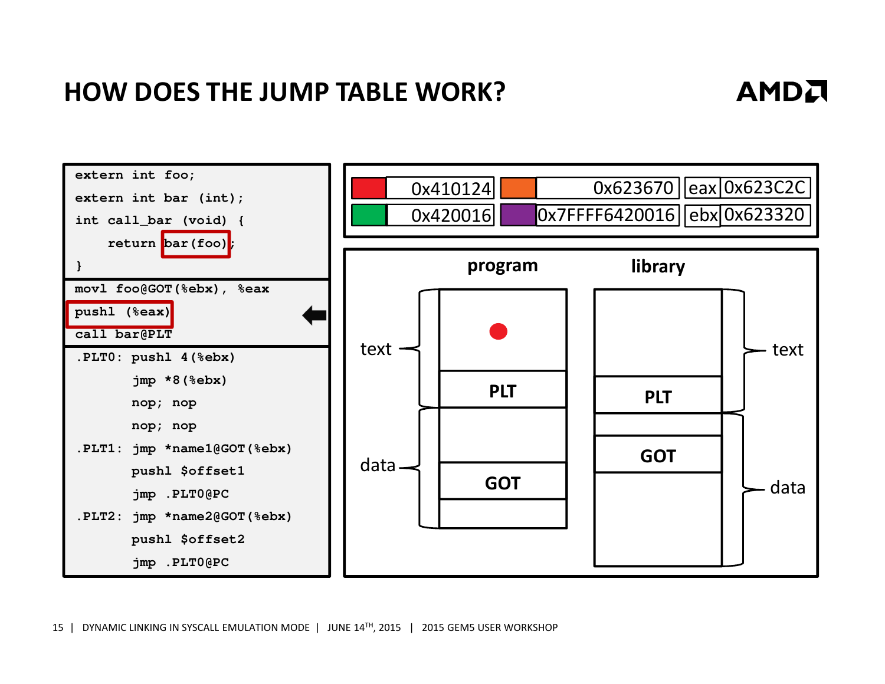# HOW DOES THE JUMP TABLE WORK?

```
extern int foo;
extern int bar (int);
int call_bar (void) {
    return bar(foo);
}
```

```
movl foo@GOT(%ebx), %eax
pushl (%eax)
call bar@PLT
```

```
.PLT0: pushl 4(%ebx)
       jmp *8(%ebx)
       nop; nop
       nop; nop
.PLT1: jmp *name1@GOT(%ebx)
       pushl $offset1
       jmp .PLT0@PC
.PLT2: jmp *name2@GOT(%ebx)
       pushl $offset2
       jmp .PLT0@PC
```

| | | | | | |
|---|---|---|---|---|---|
| red | 0x410124 | orange | 0x623670 | eax | 0x623C2C |
| green | 0x420016 | purple | 0x7FFFF6420016 | ebx | 0x623320 |

program: text (PLT), data (GOT)

library: text (PLT), data (GOT)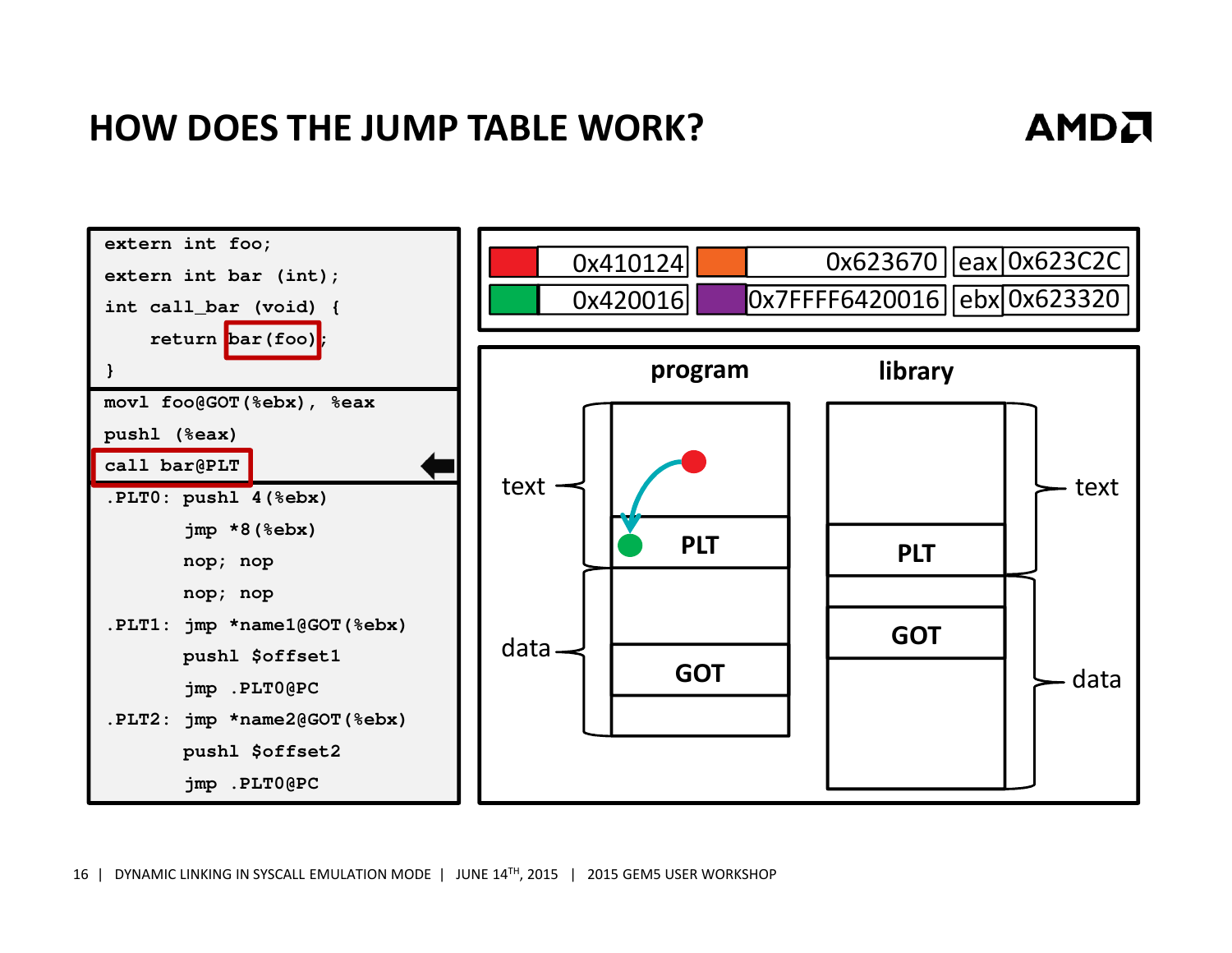# HOW DOES THE JUMP TABLE WORK?

```
extern int foo;
extern int bar (int);
int call_bar (void) {
    return bar(foo);
}
```

```
movl foo@GOT(%ebx), %eax
pushl (%eax)
call bar@PLT
```

```
.PLT0: pushl 4(%ebx)
       jmp *8(%ebx)
       nop; nop
       nop; nop
.PLT1: jmp *name1@GOT(%ebx)
       pushl $offset1
       jmp .PLT0@PC
.PLT2: jmp *name2@GOT(%ebx)
       pushl $offset2
       jmp .PLT0@PC
```

| | | | | | |
|---|---|---|---|---|---|
| (red) | 0x410124 | (orange) | 0x623670 | eax | 0x623C2C |
| (green) | 0x420016 | (purple) | 0x7FFFF6420016 | ebx | 0x623320 |

program: text (PLT), data (GOT)

library: text (PLT), data (GOT)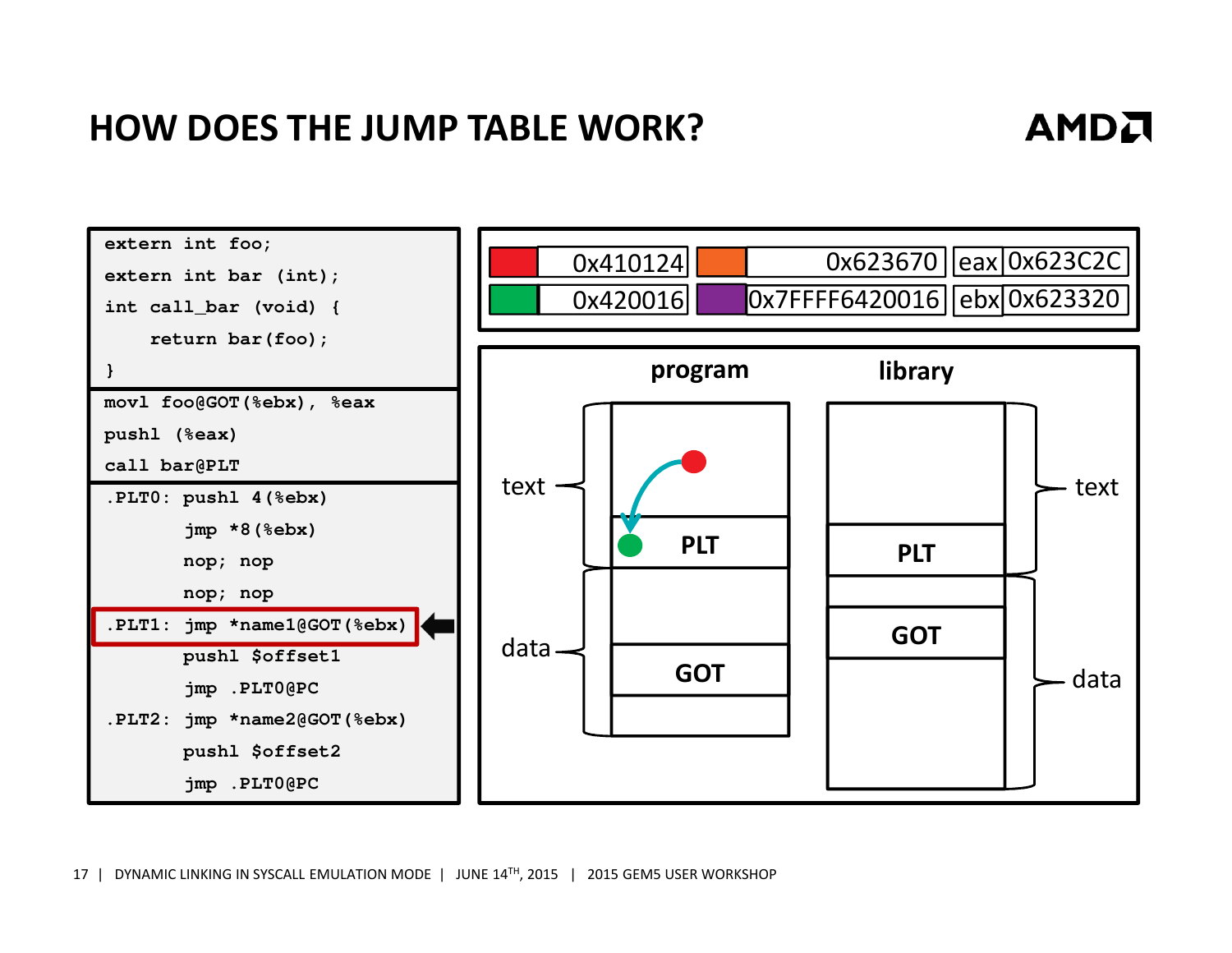# HOW DOES THE JUMP TABLE WORK?

```
extern int foo;
extern int bar (int);
int call_bar (void) {
    return bar(foo);
}
```

```
movl foo@GOT(%ebx), %eax
pushl (%eax)
call bar@PLT
```

```
.PLT0: pushl 4(%ebx)
       jmp *8(%ebx)
       nop; nop
       nop; nop
.PLT1: jmp *name1@GOT(%ebx)
       pushl $offset1
       jmp .PLT0@PC
.PLT2: jmp *name2@GOT(%ebx)
       pushl $offset2
       jmp .PLT0@PC
```

| | | | | | |
|---|---|---|---|---|---|
| red | 0x410124 | orange | 0x623670 | eax | 0x623C2C |
| green | 0x420016 | purple | 0x7FFFF6420016 | ebx | 0x623320 |

program: text, PLT, data, GOT

library: text, PLT, GOT, data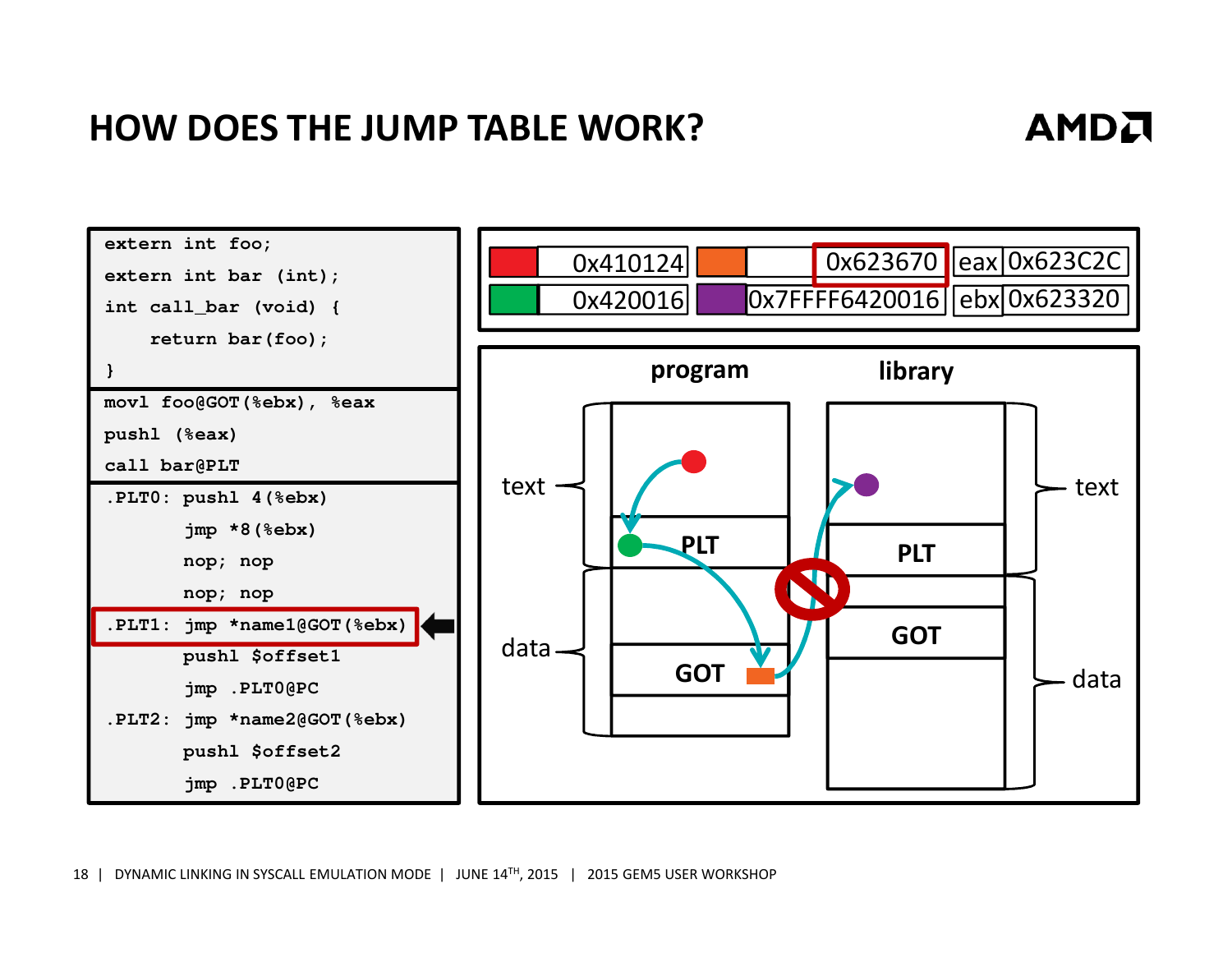# HOW DOES THE JUMP TABLE WORK?

```
extern int foo;
extern int bar (int);
int call_bar (void) {
    return bar(foo);
}
```

```
movl foo@GOT(%ebx), %eax
pushl (%eax)
call bar@PLT
```

```
.PLT0: pushl 4(%ebx)
       jmp *8(%ebx)
       nop; nop
       nop; nop
.PLT1: jmp *name1@GOT(%ebx)
       pushl $offset1
       jmp .PLT0@PC
.PLT2: jmp *name2@GOT(%ebx)
       pushl $offset2
       jmp .PLT0@PC
```

| | | | | | |
|---|---|---|---|---|---|
| red | 0x410124 | orange | 0x623670 | eax | 0x623C2C |
| green | 0x420016 | purple | 0x7FFFF6420016 | ebx | 0x623320 |

program: text, PLT, data, GOT

library: text, PLT, GOT, data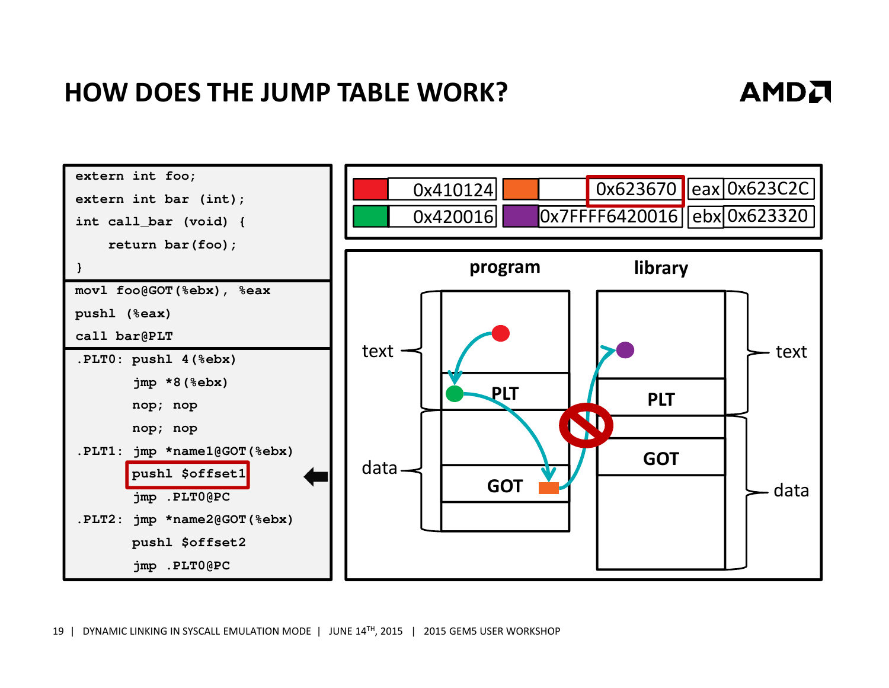# HOW DOES THE JUMP TABLE WORK?

```
extern int foo;
extern int bar (int);
int call_bar (void) {
    return bar(foo);
}
```

```
movl foo@GOT(%ebx), %eax
pushl (%eax)
call bar@PLT
```

```
.PLT0: pushl 4(%ebx)
       jmp *8(%ebx)
       nop; nop
       nop; nop
.PLT1: jmp *name1@GOT(%ebx)
       pushl $offset1
       jmp .PLT0@PC
.PLT2: jmp *name2@GOT(%ebx)
       pushl $offset2
       jmp .PLT0@PC
```

| | | | | | |
|---|---|---|---|---|---|
| red | 0x410124 | orange | 0x623670 | eax | 0x623C2C |
| green | 0x420016 | purple | 0x7FFFF6420016 | ebx | 0x623320 |

program: text, PLT, data, GOT

library: text, PLT, GOT, data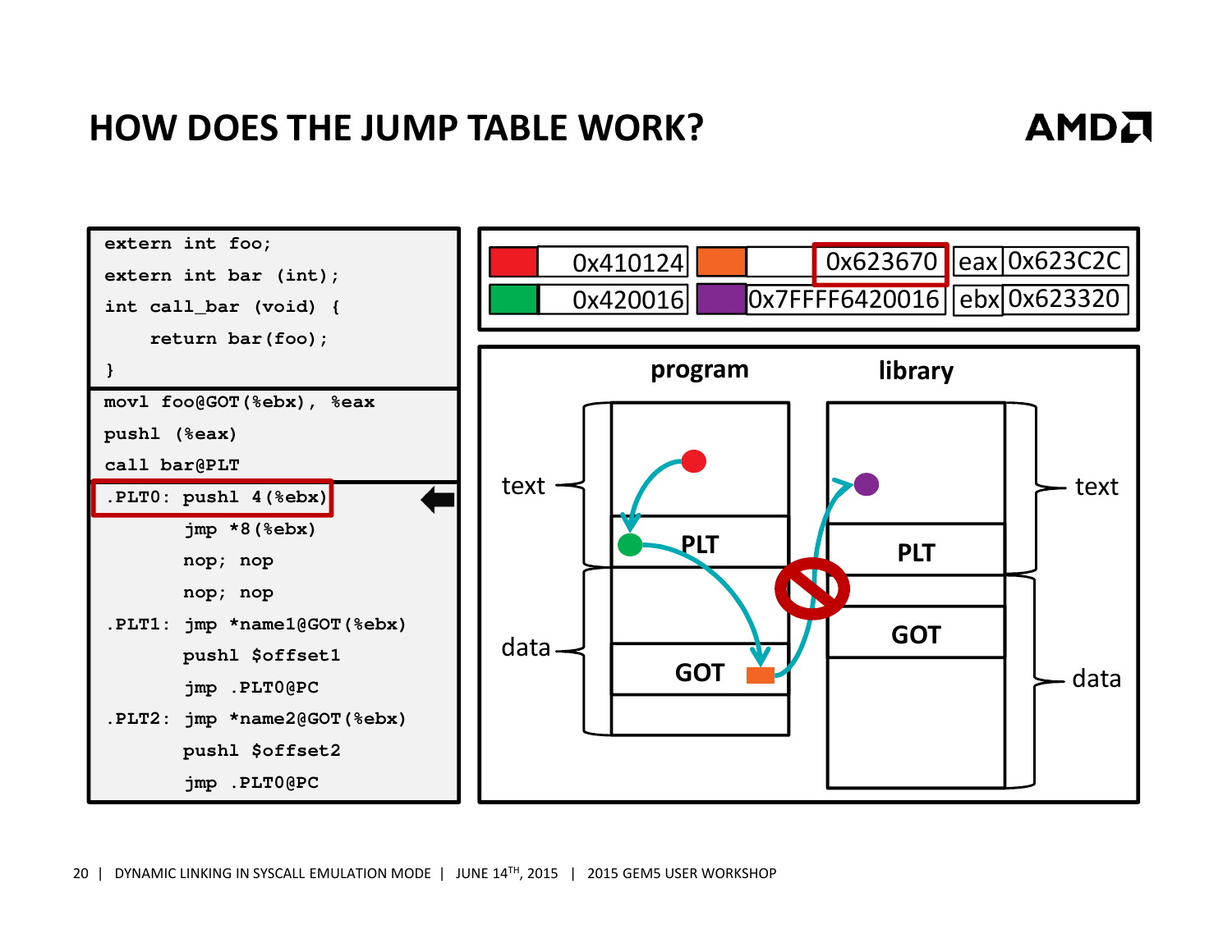# HOW DOES THE JUMP TABLE WORK?

```
extern int foo;
extern int bar (int);
int call_bar (void) {
    return bar(foo);
}
```

```
movl foo@GOT(%ebx), %eax
pushl (%eax)
call bar@PLT
```

```
.PLT0: pushl 4(%ebx)
       jmp *8(%ebx)
       nop; nop
       nop; nop
.PLT1: jmp *name1@GOT(%ebx)
       pushl $offset1
       jmp .PLT0@PC
.PLT2: jmp *name2@GOT(%ebx)
       pushl $offset2
       jmp .PLT0@PC
```

| Red | 0x410124 | Orange | 0x623670 | eax | 0x623C2C |
|---|---|---|---|---|---|
| Green | 0x420016 | Purple | 0x7FFFF6420016 | ebx | 0x623320 |

| | program | library | |
|---|---|---|---|
| text | PLT | PLT | text |
| data | GOT | GOT | data |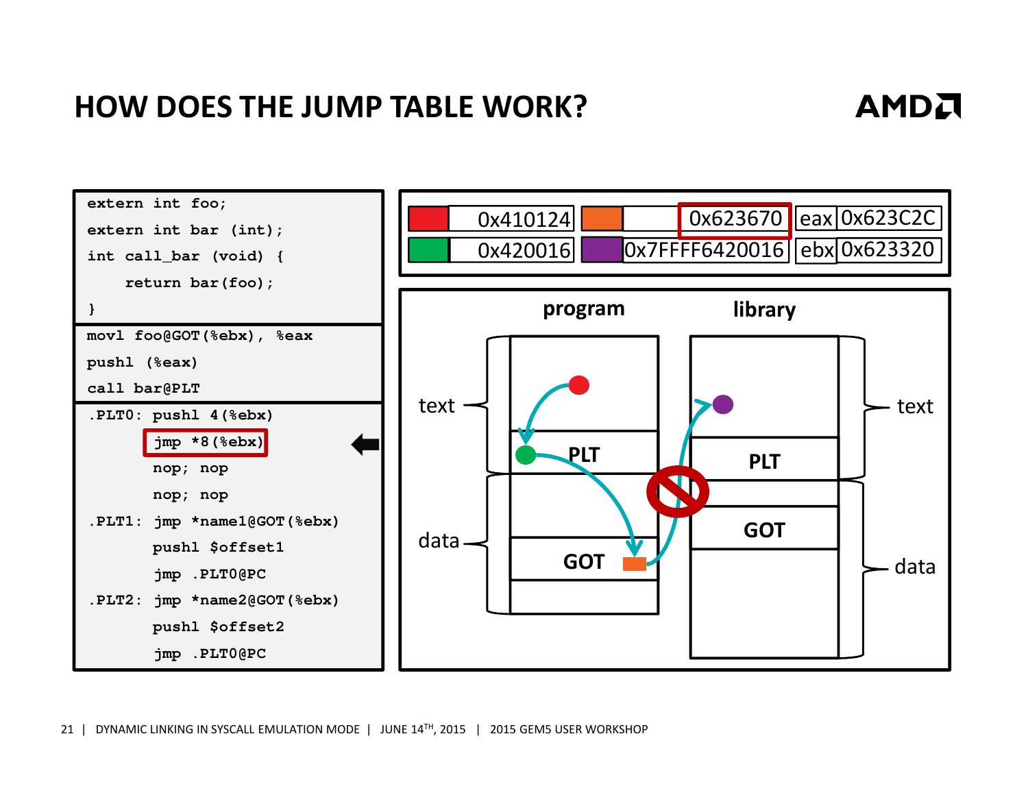# HOW DOES THE JUMP TABLE WORK?

```
extern int foo;
extern int bar (int);
int call_bar (void) {
    return bar(foo);
}
```

```
movl foo@GOT(%ebx), %eax
pushl (%eax)
call bar@PLT
```

```
.PLT0: pushl 4(%ebx)
       jmp *8(%ebx)
       nop; nop
       nop; nop
.PLT1: jmp *name1@GOT(%ebx)
       pushl $offset1
       jmp .PLT0@PC
.PLT2: jmp *name2@GOT(%ebx)
       pushl $offset2
       jmp .PLT0@PC
```

| | | | | | |
|---|---|---|---|---|---|
| (red) | 0x410124 | (orange) | 0x623670 | eax | 0x623C2C |
| (green) | 0x420016 | (purple) | 0x7FFFF6420016 | ebx | 0x623320 |

program: text, PLT, data, GOT

library: text, PLT, GOT, data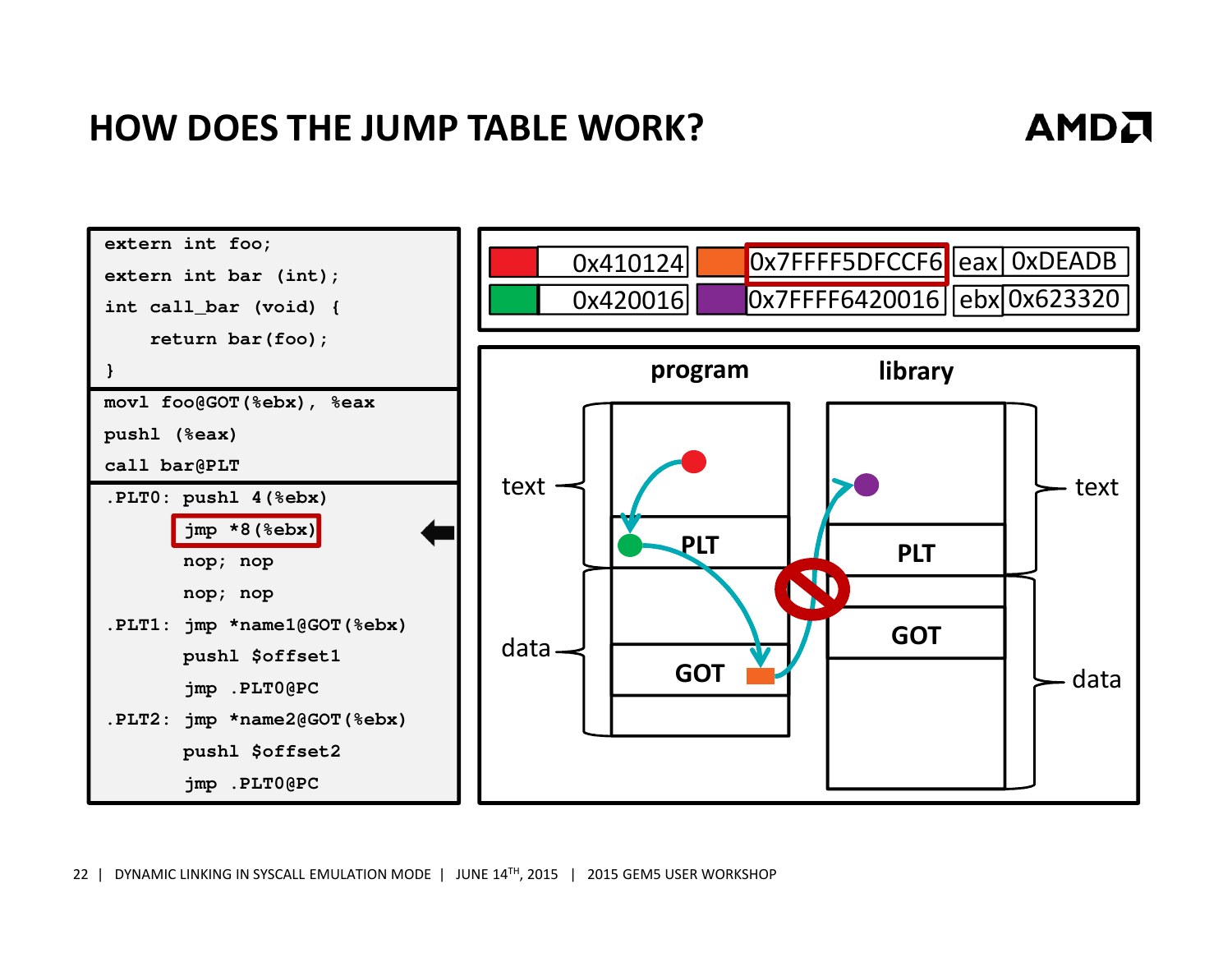# HOW DOES THE JUMP TABLE WORK?

```
extern int foo;
extern int bar (int);
int call_bar (void) {
    return bar(foo);
}
```

```
movl foo@GOT(%ebx), %eax
pushl (%eax)
call bar@PLT
```

```
.PLT0: pushl 4(%ebx)
       jmp *8(%ebx)
       nop; nop
       nop; nop
.PLT1: jmp *name1@GOT(%ebx)
       pushl $offset1
       jmp .PLT0@PC
.PLT2: jmp *name2@GOT(%ebx)
       pushl $offset2
       jmp .PLT0@PC
```

| | | | | | |
|---|---|---|---|---|---|
| red | 0x410124 | orange | 0x7FFFF5DFCCF6 | eax | 0xDEADB |
| green | 0x420016 | purple | 0x7FFFF6420016 | ebx | 0x623320 |

program: text, PLT, data, GOT

library: text, PLT, GOT, data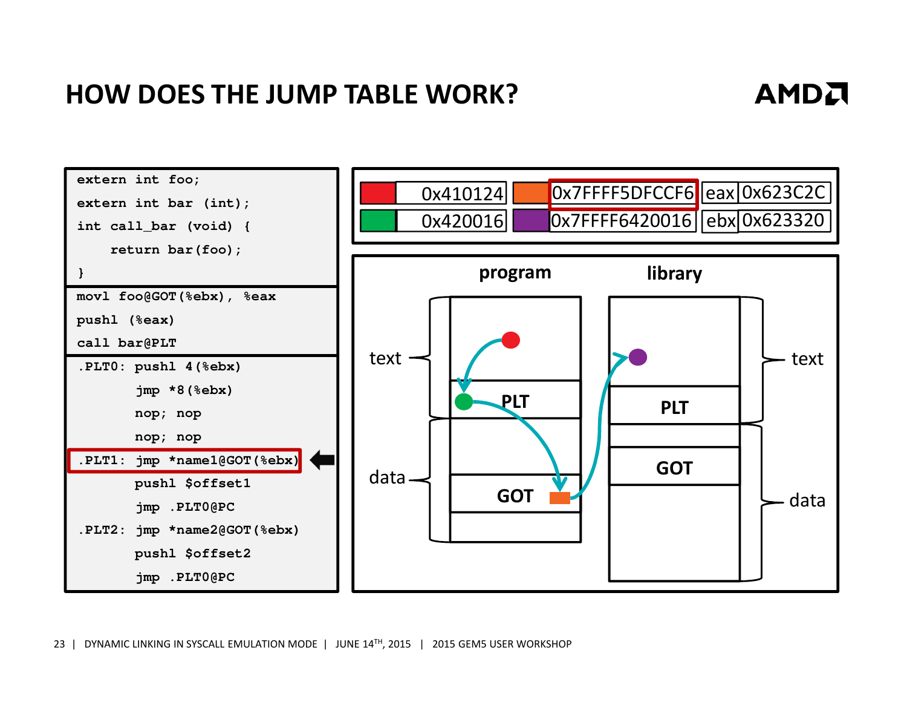# HOW DOES THE JUMP TABLE WORK?

```
extern int foo;
extern int bar (int);
int call_bar (void) {
    return bar(foo);
}
```

```
movl foo@GOT(%ebx), %eax
pushl (%eax)
call bar@PLT
```

```
.PLT0: pushl 4(%ebx)
       jmp *8(%ebx)
       nop; nop
       nop; nop
.PLT1: jmp *name1@GOT(%ebx)
       pushl $offset1
       jmp .PLT0@PC
.PLT2: jmp *name2@GOT(%ebx)
       pushl $offset2
       jmp .PLT0@PC
```

0x410124

0x420016

0x7FFFF5DFCCF6

0x7FFFF6420016

eax 0x623C2C

ebx 0x623320

program

library

text

PLT

data

GOT

text

PLT

GOT

data